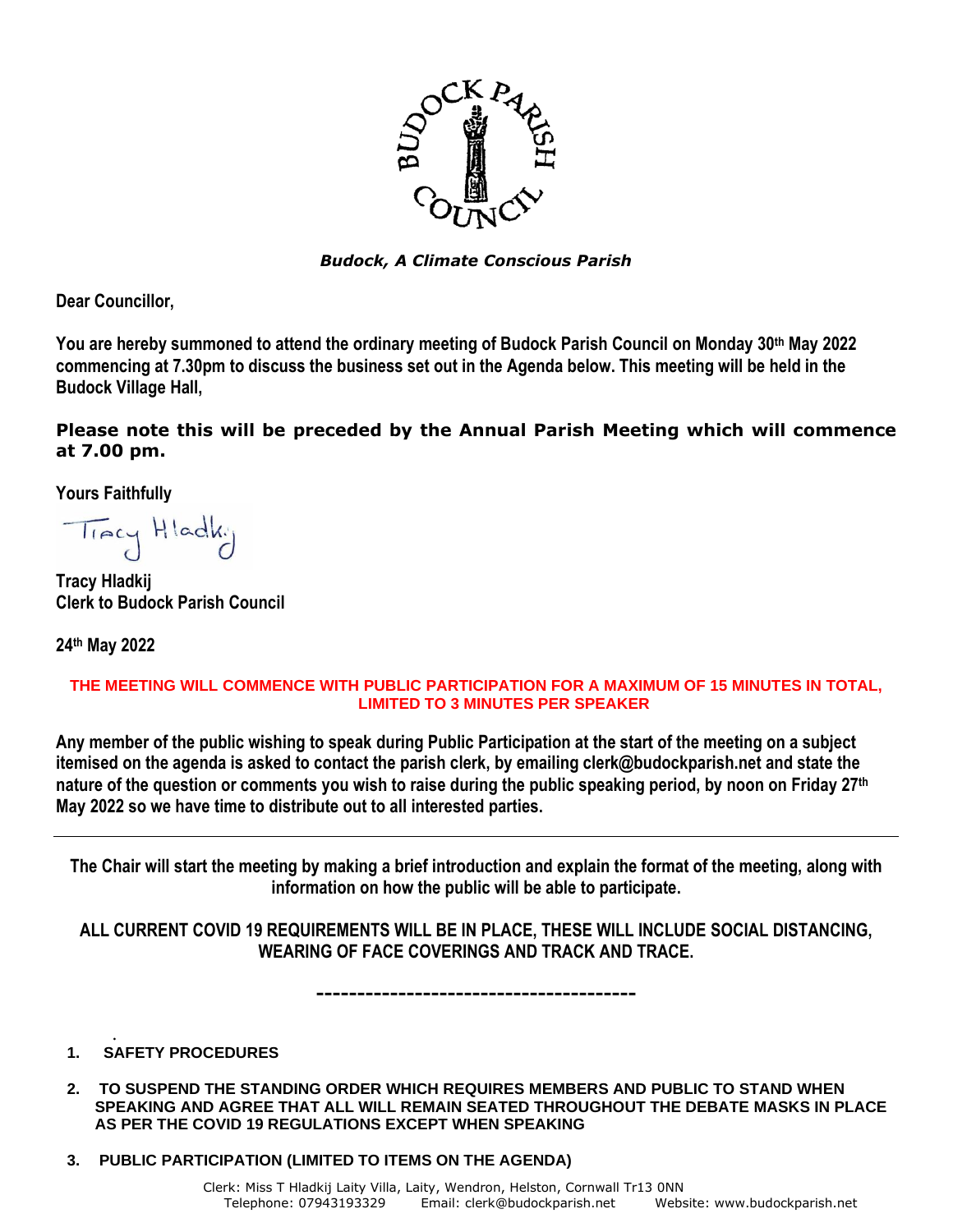*Budock, A Climate Conscious Parish*

**Dear Councillor,**

**You are hereby summoned to attend the ordinary meeting of Budock Parish Council on Monday 30th May 2022 commencing at 7.30pm to discuss the business set out in the Agenda below. This meeting will be held in the Budock Village Hall,**

**Please note this will be preceded by the Annual Parish Meeting which will commence at 7.00 pm.**

**Yours Faithfully**

Tracy Hladkij

**Tracy Hladkij**
**Clerk to Budock Parish Council**

**24th May 2022**

**THE MEETING WILL COMMENCE WITH PUBLIC PARTICIPATION FOR A MAXIMUM OF 15 MINUTES IN TOTAL, LIMITED TO 3 MINUTES PER SPEAKER**

**Any member of the public wishing to speak during Public Participation at the start of the meeting on a subject itemised on the agenda is asked to contact the parish clerk, by emailing clerk@budockparish.net and state the nature of the question or comments you wish to raise during the public speaking period, by noon on Friday 27th May 2022 so we have time to distribute out to all interested parties.**

---

**The Chair will start the meeting by making a brief introduction and explain the format of the meeting, along with information on how the public will be able to participate.**

**ALL CURRENT COVID 19 REQUIREMENTS WILL BE IN PLACE, THESE WILL INCLUDE SOCIAL DISTANCING, WEARING OF FACE COVERINGS AND TRACK AND TRACE.**

---------------------------------------

1. **SAFETY PROCEDURES**

2. **TO SUSPEND THE STANDING ORDER WHICH REQUIRES MEMBERS AND PUBLIC TO STAND WHEN SPEAKING AND AGREE THAT ALL WILL REMAIN SEATED THROUGHOUT THE DEBATE MASKS IN PLACE AS PER THE COVID 19 REGULATIONS EXCEPT WHEN SPEAKING**

3. **PUBLIC PARTICIPATION (LIMITED TO ITEMS ON THE AGENDA)**

Clerk: Miss T Hladkij Laity Villa, Laity, Wendron, Helston, Cornwall Tr13 0NN
Telephone: 07943193329 Email: clerk@budockparish.net Website: www.budockparish.net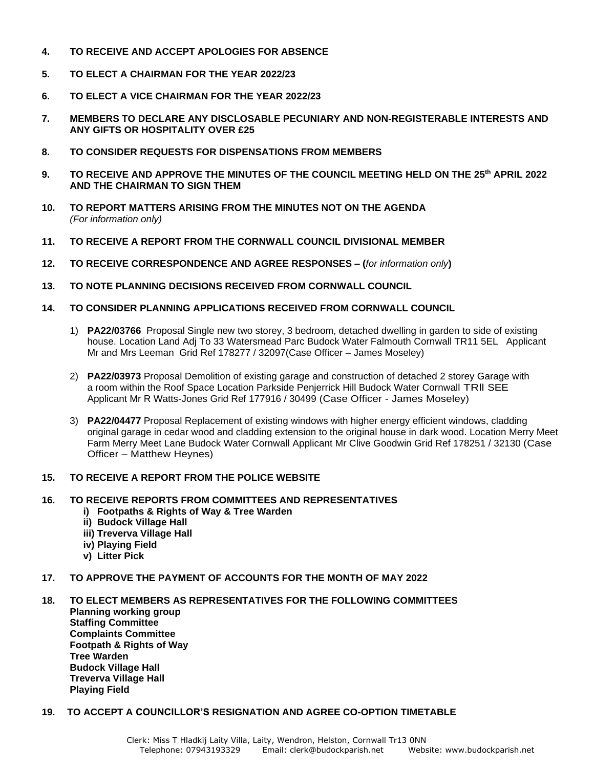**4. TO RECEIVE AND ACCEPT APOLOGIES FOR ABSENCE**

**5. TO ELECT A CHAIRMAN FOR THE YEAR 2022/23**

**6. TO ELECT A VICE CHAIRMAN FOR THE YEAR 2022/23**

**7. MEMBERS TO DECLARE ANY DISCLOSABLE PECUNIARY AND NON-REGISTERABLE INTERESTS AND ANY GIFTS OR HOSPITALITY OVER £25**

**8. TO CONSIDER REQUESTS FOR DISPENSATIONS FROM MEMBERS**

**9. TO RECEIVE AND APPROVE THE MINUTES OF THE COUNCIL MEETING HELD ON THE 25th APRIL 2022 AND THE CHAIRMAN TO SIGN THEM**

**10. TO REPORT MATTERS ARISING FROM THE MINUTES NOT ON THE AGENDA**
*(For information only)*

**11. TO RECEIVE A REPORT FROM THE CORNWALL COUNCIL DIVISIONAL MEMBER**

**12. TO RECEIVE CORRESPONDENCE AND AGREE RESPONSES – (***for information only***)**

**13. TO NOTE PLANNING DECISIONS RECEIVED FROM CORNWALL COUNCIL**

**14. TO CONSIDER PLANNING APPLICATIONS RECEIVED FROM CORNWALL COUNCIL**

1) **PA22/03766** Proposal Single new two storey, 3 bedroom, detached dwelling in garden to side of existing house. Location Land Adj To 33 Watersmead Parc Budock Water Falmouth Cornwall TR11 5EL Applicant Mr and Mrs Leeman Grid Ref 178277 / 32097(Case Officer – James Moseley)

2) **PA22/03973** Proposal Demolition of existing garage and construction of detached 2 storey Garage with a room within the Roof Space Location Parkside Penjerrick Hill Budock Water Cornwall TRII SEE Applicant Mr R Watts-Jones Grid Ref 177916 / 30499 (Case Officer - James Moseley)

3) **PA22/04477** Proposal Replacement of existing windows with higher energy efficient windows, cladding original garage in cedar wood and cladding extension to the original house in dark wood. Location Merry Meet Farm Merry Meet Lane Budock Water Cornwall Applicant Mr Clive Goodwin Grid Ref 178251 / 32130 (Case Officer – Matthew Heynes)

**15. TO RECEIVE A REPORT FROM THE POLICE WEBSITE**

**16. TO RECEIVE REPORTS FROM COMMITTEES AND REPRESENTATIVES**

**i) Footpaths & Rights of Way & Tree Warden**
**ii) Budock Village Hall**
**iii) Treverva Village Hall**
**iv) Playing Field**
**v) Litter Pick**

**17. TO APPROVE THE PAYMENT OF ACCOUNTS FOR THE MONTH OF MAY 2022**

**18. TO ELECT MEMBERS AS REPRESENTATIVES FOR THE FOLLOWING COMMITTEES**
**Planning working group**
**Staffing Committee**
**Complaints Committee**
**Footpath & Rights of Way**
**Tree Warden**
**Budock Village Hall**
**Treverva Village Hall**
**Playing Field**

**19. TO ACCEPT A COUNCILLOR'S RESIGNATION AND AGREE CO-OPTION TIMETABLE**

Clerk: Miss T Hladkij Laity Villa, Laity, Wendron, Helston, Cornwall Tr13 0NN
Telephone: 07943193329 Email: clerk@budockparish.net Website: www.budockparish.net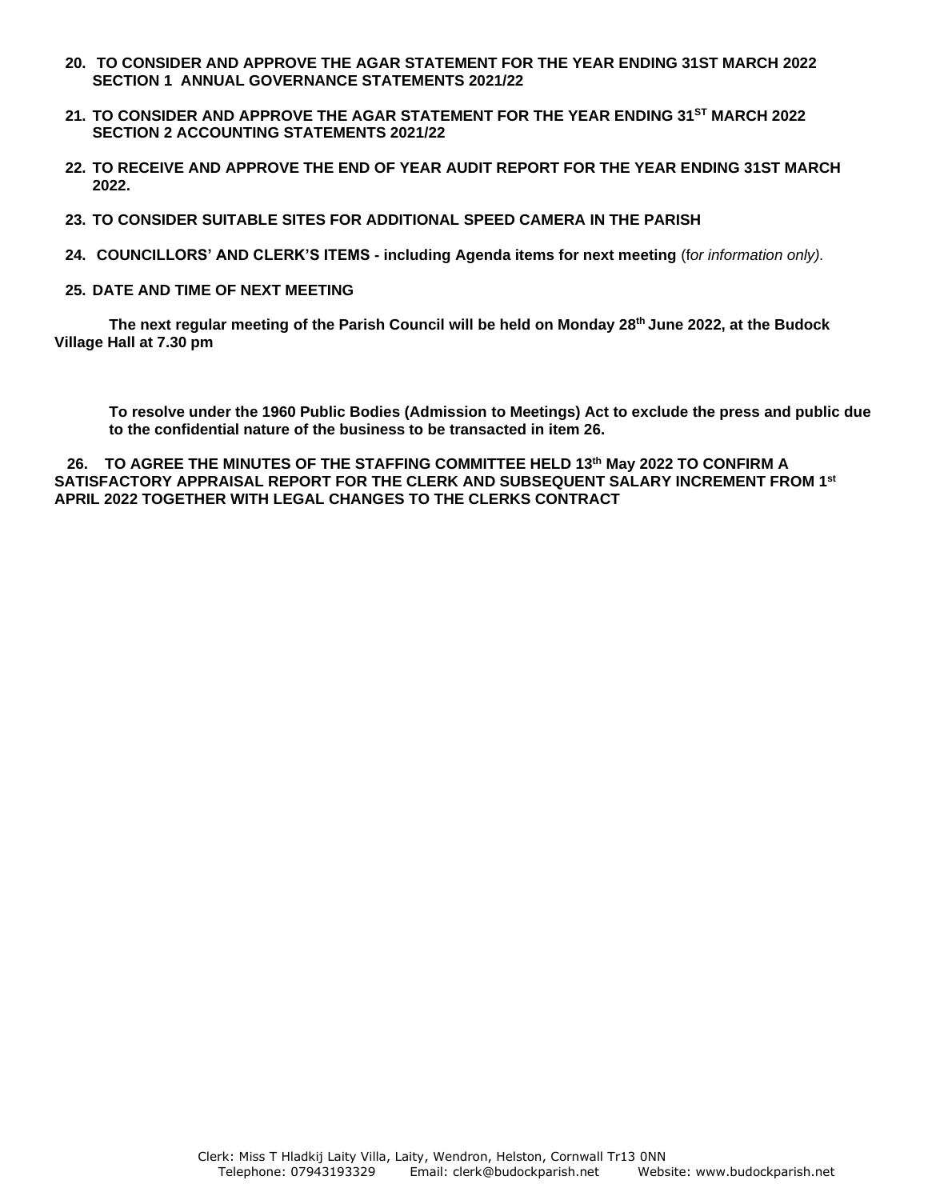**20. TO CONSIDER AND APPROVE THE AGAR STATEMENT FOR THE YEAR ENDING 31ST MARCH 2022 SECTION 1 ANNUAL GOVERNANCE STATEMENTS 2021/22**

**21. TO CONSIDER AND APPROVE THE AGAR STATEMENT FOR THE YEAR ENDING 31ST MARCH 2022 SECTION 2 ACCOUNTING STATEMENTS 2021/22**

**22. TO RECEIVE AND APPROVE THE END OF YEAR AUDIT REPORT FOR THE YEAR ENDING 31ST MARCH 2022.**

**23. TO CONSIDER SUITABLE SITES FOR ADDITIONAL SPEED CAMERA IN THE PARISH**

**24. COUNCILLORS' AND CLERK'S ITEMS - including Agenda items for next meeting** (f*or information only).*

**25. DATE AND TIME OF NEXT MEETING**

**The next regular meeting of the Parish Council will be held on Monday 28th June 2022, at the Budock Village Hall at 7.30 pm**

**To resolve under the 1960 Public Bodies (Admission to Meetings) Act to exclude the press and public due to the confidential nature of the business to be transacted in item 26.**

**26. TO AGREE THE MINUTES OF THE STAFFING COMMITTEE HELD 13th May 2022 TO CONFIRM A SATISFACTORY APPRAISAL REPORT FOR THE CLERK AND SUBSEQUENT SALARY INCREMENT FROM 1st APRIL 2022 TOGETHER WITH LEGAL CHANGES TO THE CLERKS CONTRACT**

Clerk: Miss T Hladkij Laity Villa, Laity, Wendron, Helston, Cornwall Tr13 0NN
Telephone: 07943193329 Email: clerk@budockparish.net Website: www.budockparish.net